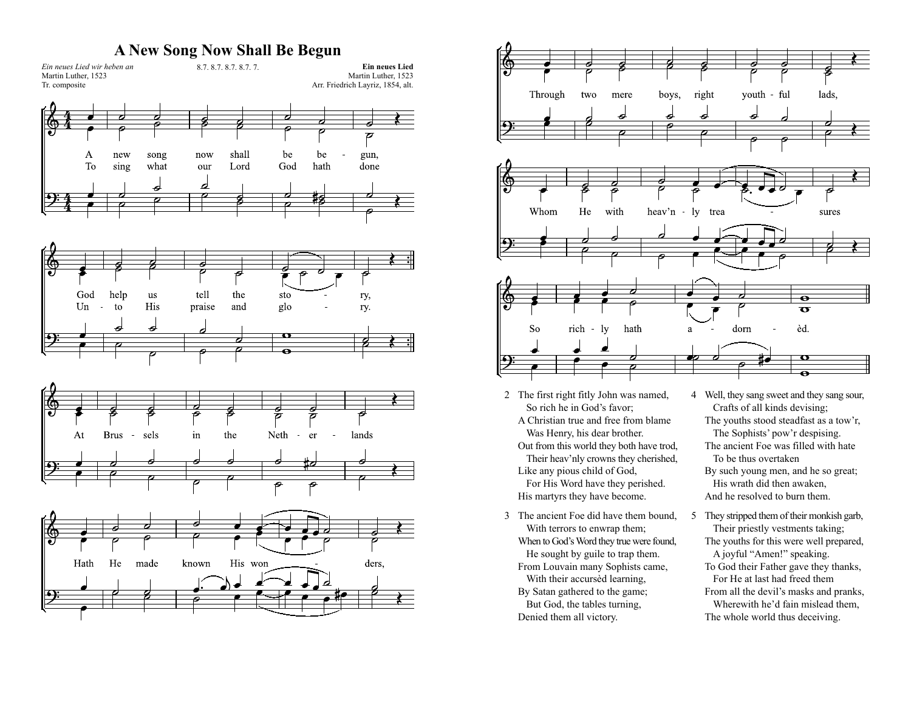# A New Song Now Shall Be Begun

*Ein neues Lied wir heben an*
Martin Luther, 1523
Tr. composite

8.7. 8.7. 8.7. 8.7. 7.

**Ein neues Lied**
Martin Luther, 1523
Arr. Friedrich Layriz, 1854, alt.

1 A new song now shall be begun,
To sing what our Lord God hath done
God help us tell the story,
Unto His praise and glory.
At Brussels in the Netherlands
Hath He made known His wonders,
Through two mere boys, right youthful lads,
Whom He with heav'nly treasures
So richly hath adornèd.

2 The first right fitly John was named,
So rich he in God's favor;
A Christian true and free from blame
Was Henry, his dear brother.
Out from this world they both have trod,
Their heav'nly crowns they cherished,
Like any pious child of God,
For His Word have they perished.
His martyrs they have become.

3 The ancient Foe did have them bound,
With terrors to enwrap them;
When to God's Word they true were found,
He sought by guile to trap them.
From Louvain many Sophists came,
With their accursèd learning,
By Satan gathered to the game;
But God, the tables turning,
Denied them all victory.

4 Well, they sang sweet and they sang sour,
Crafts of all kinds devising;
The youths stood steadfast as a tow'r,
The Sophists' pow'r despising.
The ancient Foe was filled with hate
To be thus overtaken
By such young men, and he so great;
His wrath did then awaken,
And he resolved to burn them.

5 They stripped them of their monkish garb,
Their priestly vestments taking;
The youths for this were well prepared,
A joyful "Amen!" speaking.
To God their Father gave they thanks,
For He at last had freed them
From all the devil's masks and pranks,
Wherewith he'd fain mislead them,
The whole world thus deceiving.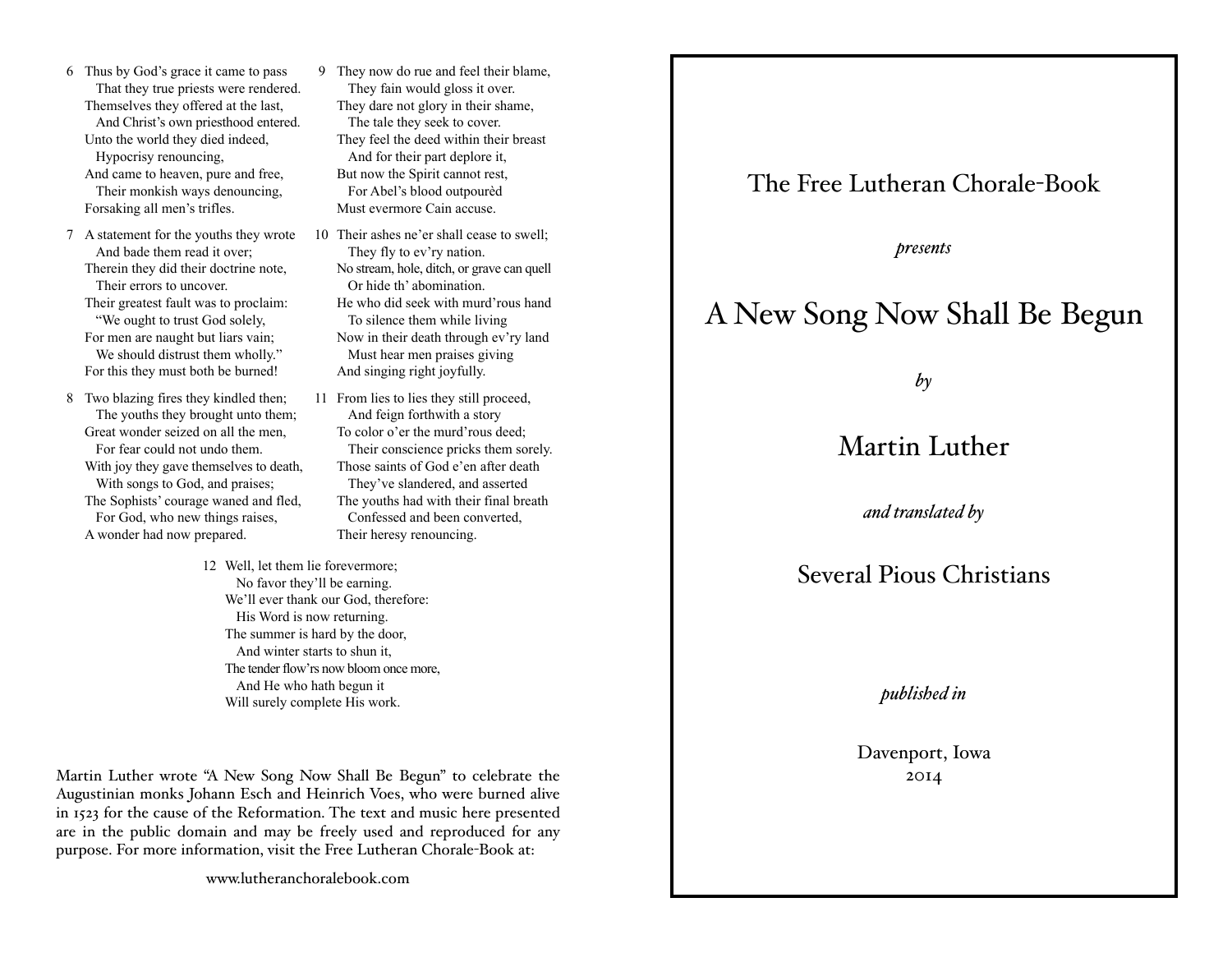6 Thus by God's grace it came to pass
  That they true priests were rendered.
Themselves they offered at the last,
  And Christ's own priesthood entered.
Unto the world they died indeed,
  Hypocrisy renouncing,
And came to heaven, pure and free,
  Their monkish ways denouncing,
Forsaking all men's trifles.

7 A statement for the youths they wrote
  And bade them read it over;
Therein they did their doctrine note,
  Their errors to uncover.
Their greatest fault was to proclaim:
  "We ought to trust God solely,
For men are naught but liars vain;
  We should distrust them wholly."
For this they must both be burned!

8 Two blazing fires they kindled then;
  The youths they brought unto them;
Great wonder seized on all the men,
  For fear could not undo them.
With joy they gave themselves to death,
  With songs to God, and praises;
The Sophists' courage waned and fled,
  For God, who new things raises,
A wonder had now prepared.

9 They now do rue and feel their blame,
  They fain would gloss it over.
They dare not glory in their shame,
  The tale they seek to cover.
They feel the deed within their breast
  And for their part deplore it,
But now the Spirit cannot rest,
  For Abel's blood outpourèd
Must evermore Cain accuse.

10 Their ashes ne'er shall cease to swell;
  They fly to ev'ry nation.
No stream, hole, ditch, or grave can quell
  Or hide th' abomination.
He who did seek with murd'rous hand
  To silence them while living
Now in their death through ev'ry land
  Must hear men praises giving
And singing right joyfully.

11 From lies to lies they still proceed,
  And feign forthwith a story
To color o'er the murd'rous deed;
  Their conscience pricks them sorely.
Those saints of God e'en after death
  They've slandered, and asserted
The youths had with their final breath
  Confessed and been converted,
Their heresy renouncing.

12 Well, let them lie forevermore;
  No favor they'll be earning.
We'll ever thank our God, therefore:
  His Word is now returning.
The summer is hard by the door,
  And winter starts to shun it,
The tender flow'rs now bloom once more,
  And He who hath begun it
Will surely complete His work.

Martin Luther wrote "A New Song Now Shall Be Begun" to celebrate the Augustinian monks Johann Esch and Heinrich Voes, who were burned alive in 1523 for the cause of the Reformation. The text and music here presented are in the public domain and may be freely used and reproduced for any purpose. For more information, visit the Free Lutheran Chorale-Book at:

www.lutheranchoralebook.com

The Free Lutheran Chorale-Book

*presents*

# A New Song Now Shall Be Begun

*by*

## Martin Luther

*and translated by*

## Several Pious Christians

*published in*

Davenport, Iowa
2014